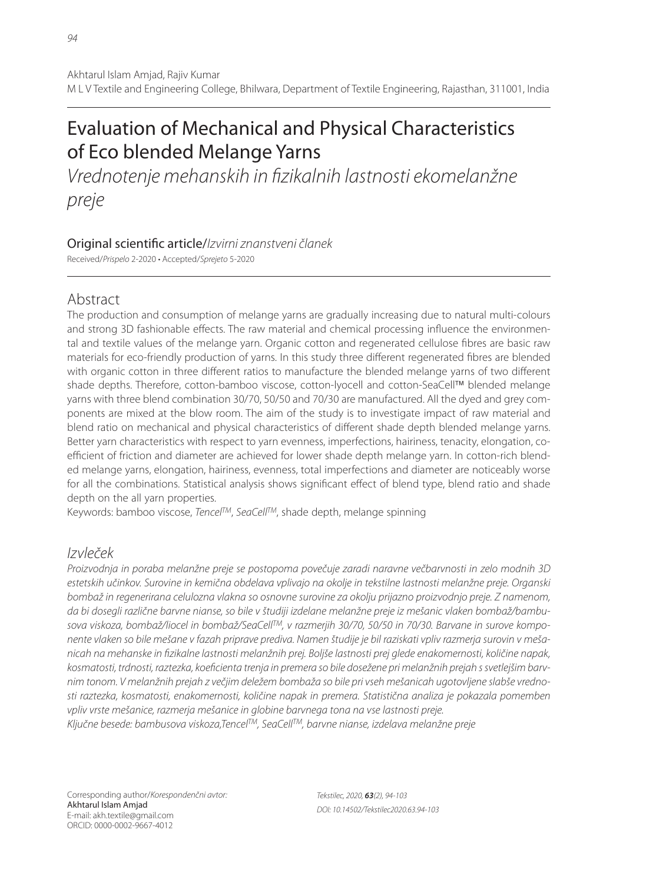Akhtarul Islam Amjad, Rajiv Kumar
M L V Textile and Engineering College, Bhilwara, Department of Textile Engineering, Rajasthan, 311001, India

# Evaluation of Mechanical and Physical Characteristics of Eco blended Melange Yarns

*Vrednotenje mehanskih in fizikalnih lastnosti ekomelanžne preje*

Original scientific article/*Izvirni znanstveni članek*

Received/*Prispelo* 2-2020 • Accepted/*Sprejeto* 5-2020

## Abstract

The production and consumption of melange yarns are gradually increasing due to natural multi-colours and strong 3D fashionable effects. The raw material and chemical processing influence the environmental and textile values of the melange yarn. Organic cotton and regenerated cellulose fibres are basic raw materials for eco-friendly production of yarns. In this study three different regenerated fibres are blended with organic cotton in three different ratios to manufacture the blended melange yarns of two different shade depths. Therefore, cotton-bamboo viscose, cotton-lyocell and cotton-SeaCell™ blended melange yarns with three blend combination 30/70, 50/50 and 70/30 are manufactured. All the dyed and grey components are mixed at the blow room. The aim of the study is to investigate impact of raw material and blend ratio on mechanical and physical characteristics of different shade depth blended melange yarns. Better yarn characteristics with respect to yarn evenness, imperfections, hairiness, tenacity, elongation, coefficient of friction and diameter are achieved for lower shade depth melange yarn. In cotton-rich blended melange yarns, elongation, hairiness, evenness, total imperfections and diameter are noticeably worse for all the combinations. Statistical analysis shows significant effect of blend type, blend ratio and shade depth on the all yarn properties.

Keywords: bamboo viscose, *Tencel™*, *SeaCell™*, shade depth, melange spinning

## *Izvleček*

*Proizvodnja in poraba melanžne preje se postopoma povečuje zaradi naravne večbarvnosti in zelo modnih 3D estetskih učinkov. Surovine in kemična obdelava vplivajo na okolje in tekstilne lastnosti melanžne preje. Organski bombaž in regenerirana celulozna vlakna so osnovne surovine za okolju prijazno proizvodnjo preje. Z namenom, da bi dosegli različne barvne nianse, so bile v študiji izdelane melanžne preje iz mešanic vlaken bombaž/bambusova viskoza, bombaž/liocel in bombaž/SeaCell™, v razmerjih 30/70, 50/50 in 70/30. Barvane in surove komponente vlaken so bile mešane v fazah priprave prediva. Namen študije je bil raziskati vpliv razmerja surovin v mešanicah na mehanske in fizikalne lastnosti melanžnih prej. Boljše lastnosti prej glede enakomernosti, količine napak, kosmatosti, trdnosti, raztezka, koeficienta trenja in premera so bile dosežene pri melanžnih prejah s svetlejšim barvnim tonom. V melanžnih prejah z večjim deležem bombaža so bile pri vseh mešanicah ugotovljene slabše vrednosti raztezka, kosmatosti, enakomernosti, količine napak in premera. Statistična analiza je pokazala pomemben vpliv vrste mešanice, razmerja mešanice in globine barvnega tona na vse lastnosti preje.*

*Ključne besede: bambusova viskoza,Tencel™, SeaCell™, barvne nianse, izdelava melanžne preje*

Corresponding author/*Korespondenčni avtor:*
Akhtarul Islam Amjad
E-mail: akh.textile@gmail.com
ORCID: 0000-0002-9667-4012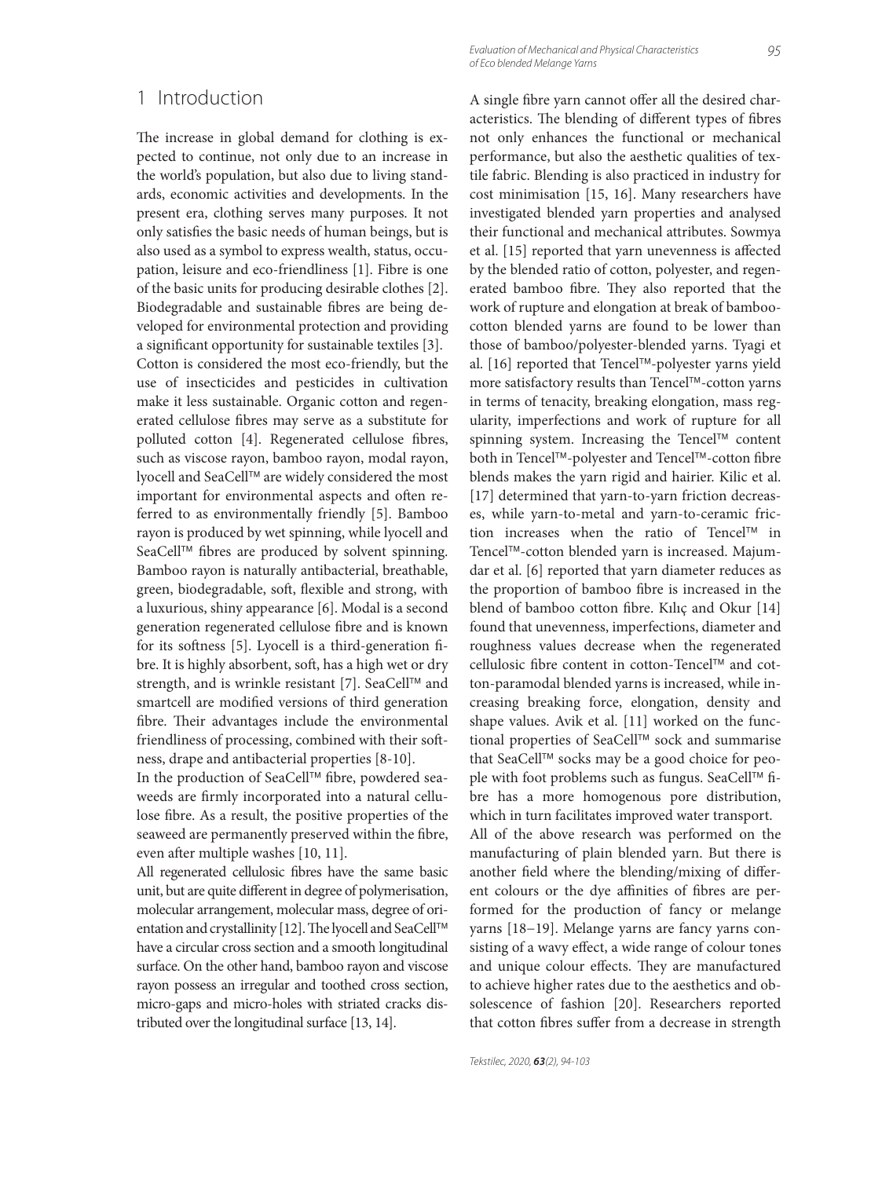# 1 Introduction

The increase in global demand for clothing is expected to continue, not only due to an increase in the world's population, but also due to living standards, economic activities and developments. In the present era, clothing serves many purposes. It not only satisfies the basic needs of human beings, but is also used as a symbol to express wealth, status, occupation, leisure and eco-friendliness [1]. Fibre is one of the basic units for producing desirable clothes [2]. Biodegradable and sustainable fibres are being developed for environmental protection and providing a significant opportunity for sustainable textiles [3].

Cotton is considered the most eco-friendly, but the use of insecticides and pesticides in cultivation make it less sustainable. Organic cotton and regenerated cellulose fibres may serve as a substitute for polluted cotton [4]. Regenerated cellulose fibres, such as viscose rayon, bamboo rayon, modal rayon, lyocell and SeaCell™ are widely considered the most important for environmental aspects and often referred to as environmentally friendly [5]. Bamboo rayon is produced by wet spinning, while lyocell and SeaCell™ fibres are produced by solvent spinning. Bamboo rayon is naturally antibacterial, breathable, green, biodegradable, soft, flexible and strong, with a luxurious, shiny appearance [6]. Modal is a second generation regenerated cellulose fibre and is known for its softness [5]. Lyocell is a third-generation fibre. It is highly absorbent, soft, has a high wet or dry strength, and is wrinkle resistant [7]. SeaCell™ and smartcell are modified versions of third generation fibre. Their advantages include the environmental friendliness of processing, combined with their softness, drape and antibacterial properties [8-10].

In the production of SeaCell™ fibre, powdered seaweeds are firmly incorporated into a natural cellulose fibre. As a result, the positive properties of the seaweed are permanently preserved within the fibre, even after multiple washes [10, 11].

All regenerated cellulosic fibres have the same basic unit, but are quite different in degree of polymerisation, molecular arrangement, molecular mass, degree of orientation and crystallinity [12]. The lyocell and SeaCell™ have a circular cross section and a smooth longitudinal surface. On the other hand, bamboo rayon and viscose rayon possess an irregular and toothed cross section, micro-gaps and micro-holes with striated cracks distributed over the longitudinal surface [13, 14].

A single fibre yarn cannot offer all the desired characteristics. The blending of different types of fibres not only enhances the functional or mechanical performance, but also the aesthetic qualities of textile fabric. Blending is also practiced in industry for cost minimisation [15, 16]. Many researchers have investigated blended yarn properties and analysed their functional and mechanical attributes. Sowmya et al. [15] reported that yarn unevenness is affected by the blended ratio of cotton, polyester, and regenerated bamboo fibre. They also reported that the work of rupture and elongation at break of bamboo-cotton blended yarns are found to be lower than those of bamboo/polyester-blended yarns. Tyagi et al. [16] reported that Tencel™-polyester yarns yield more satisfactory results than Tencel™-cotton yarns in terms of tenacity, breaking elongation, mass regularity, imperfections and work of rupture for all spinning system. Increasing the Tencel™ content both in Tencel™-polyester and Tencel™-cotton fibre blends makes the yarn rigid and hairier. Kilic et al. [17] determined that yarn-to-yarn friction decreases, while yarn-to-metal and yarn-to-ceramic friction increases when the ratio of Tencel™ in Tencel™-cotton blended yarn is increased. Majumdar et al. [6] reported that yarn diameter reduces as the proportion of bamboo fibre is increased in the blend of bamboo cotton fibre. Kılıç and Okur [14] found that unevenness, imperfections, diameter and roughness values decrease when the regenerated cellulosic fibre content in cotton-Tencel™ and cotton-paramodal blended yarns is increased, while increasing breaking force, elongation, density and shape values. Avik et al. [11] worked on the functional properties of SeaCell™ sock and summarise that SeaCell™ socks may be a good choice for people with foot problems such as fungus. SeaCell™ fibre has a more homogenous pore distribution, which in turn facilitates improved water transport.

All of the above research was performed on the manufacturing of plain blended yarn. But there is another field where the blending/mixing of different colours or the dye affinities of fibres are performed for the production of fancy or melange yarns [18–19]. Melange yarns are fancy yarns consisting of a wavy effect, a wide range of colour tones and unique colour effects. They are manufactured to achieve higher rates due to the aesthetics and obsolescence of fashion [20]. Researchers reported that cotton fibres suffer from a decrease in strength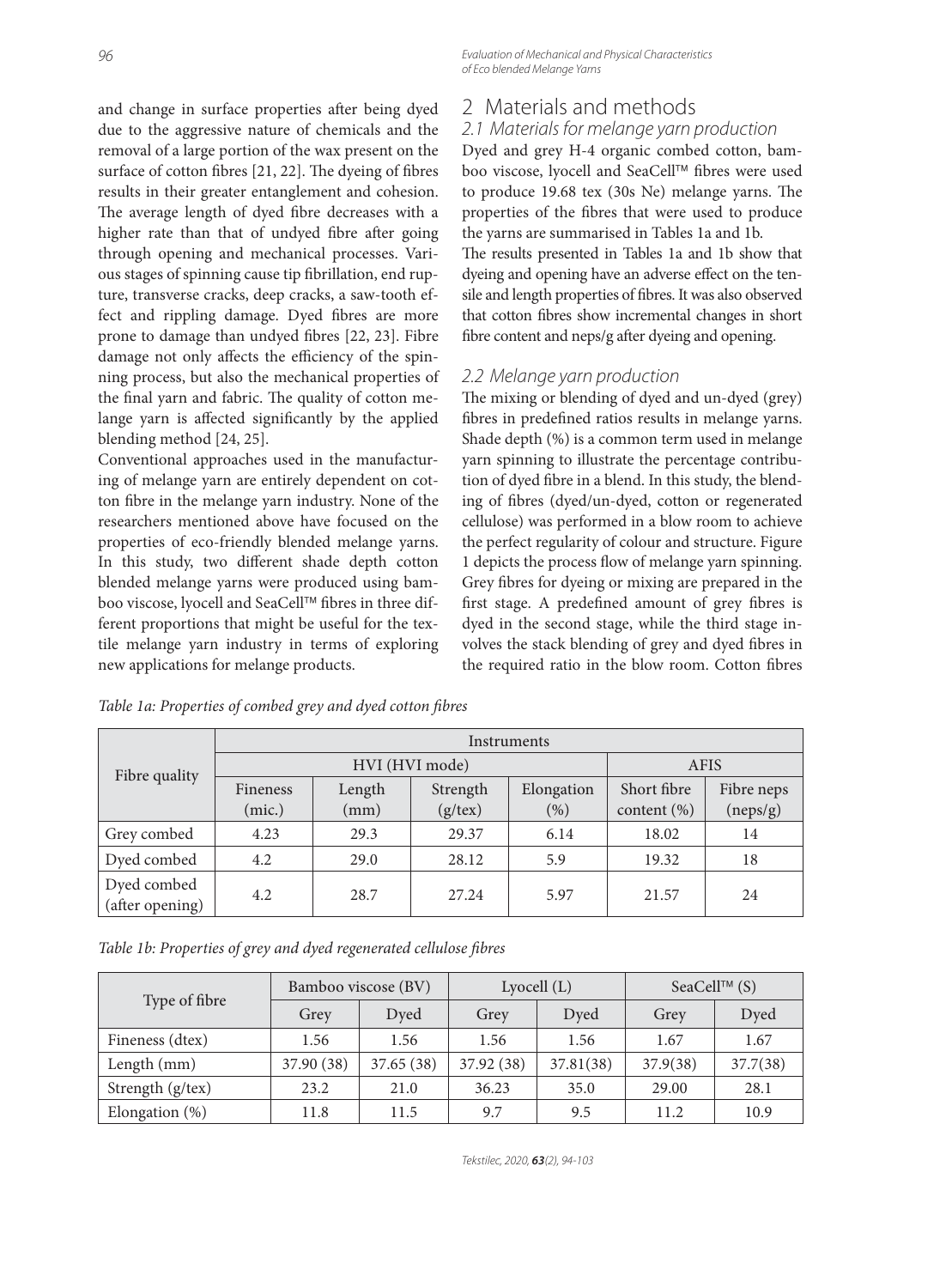and change in surface properties after being dyed due to the aggressive nature of chemicals and the removal of a large portion of the wax present on the surface of cotton fibres [21, 22]. The dyeing of fibres results in their greater entanglement and cohesion. The average length of dyed fibre decreases with a higher rate than that of undyed fibre after going through opening and mechanical processes. Various stages of spinning cause tip fibrillation, end rupture, transverse cracks, deep cracks, a saw-tooth effect and rippling damage. Dyed fibres are more prone to damage than undyed fibres [22, 23]. Fibre damage not only affects the efficiency of the spinning process, but also the mechanical properties of the final yarn and fabric. The quality of cotton melange yarn is affected significantly by the applied blending method [24, 25].

Conventional approaches used in the manufacturing of melange yarn are entirely dependent on cotton fibre in the melange yarn industry. None of the researchers mentioned above have focused on the properties of eco-friendly blended melange yarns. In this study, two different shade depth cotton blended melange yarns were produced using bamboo viscose, lyocell and SeaCell™ fibres in three different proportions that might be useful for the textile melange yarn industry in terms of exploring new applications for melange products.

## 2 Materials and methods

### 2.1 Materials for melange yarn production

Dyed and grey H-4 organic combed cotton, bamboo viscose, lyocell and SeaCell™ fibres were used to produce 19.68 tex (30s Ne) melange yarns. The properties of the fibres that were used to produce the yarns are summarised in Tables 1a and 1b.

The results presented in Tables 1a and 1b show that dyeing and opening have an adverse effect on the tensile and length properties of fibres. It was also observed that cotton fibres show incremental changes in short fibre content and neps/g after dyeing and opening.

### 2.2 Melange yarn production

The mixing or blending of dyed and un-dyed (grey) fibres in predefined ratios results in melange yarns. Shade depth (%) is a common term used in melange yarn spinning to illustrate the percentage contribution of dyed fibre in a blend. In this study, the blending of fibres (dyed/un-dyed, cotton or regenerated cellulose) was performed in a blow room to achieve the perfect regularity of colour and structure. Figure 1 depicts the process flow of melange yarn spinning. Grey fibres for dyeing or mixing are prepared in the first stage. A predefined amount of grey fibres is dyed in the second stage, while the third stage involves the stack blending of grey and dyed fibres in the required ratio in the blow room. Cotton fibres

*Table 1a: Properties of combed grey and dyed cotton fibres*

| Fibre quality | Instruments | | | | | |
|---|---|---|---|---|---|---|
| | HVI (HVI mode) | | | | AFIS | |
| | Fineness (mic.) | Length (mm) | Strength (g/tex) | Elongation (%) | Short fibre content (%) | Fibre neps (neps/g) |
| Grey combed | 4.23 | 29.3 | 29.37 | 6.14 | 18.02 | 14 |
| Dyed combed | 4.2 | 29.0 | 28.12 | 5.9 | 19.32 | 18 |
| Dyed combed (after opening) | 4.2 | 28.7 | 27.24 | 5.97 | 21.57 | 24 |

*Table 1b: Properties of grey and dyed regenerated cellulose fibres*

| Type of fibre | Bamboo viscose (BV) | | Lyocell (L) | | SeaCell™ (S) | |
|---|---|---|---|---|---|---|
| | Grey | Dyed | Grey | Dyed | Grey | Dyed |
| Fineness (dtex) | 1.56 | 1.56 | 1.56 | 1.56 | 1.67 | 1.67 |
| Length (mm) | 37.90 (38) | 37.65 (38) | 37.92 (38) | 37.81(38) | 37.9(38) | 37.7(38) |
| Strength (g/tex) | 23.2 | 21.0 | 36.23 | 35.0 | 29.00 | 28.1 |
| Elongation (%) | 11.8 | 11.5 | 9.7 | 9.5 | 11.2 | 10.9 |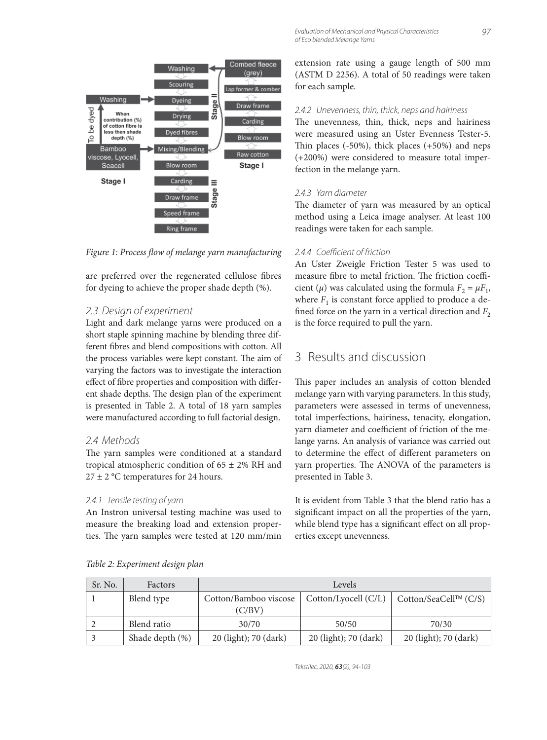Figure 1: Process flow of melange yarn manufacturing

are preferred over the regenerated cellulose fibres for dyeing to achieve the proper shade depth (%).

## 2.3 Design of experiment

Light and dark melange yarns were produced on a short staple spinning machine by blending three different fibres and blend compositions with cotton. All the process variables were kept constant. The aim of varying the factors was to investigate the interaction effect of fibre properties and composition with different shade depths. The design plan of the experiment is presented in Table 2. A total of 18 yarn samples were manufactured according to full factorial design.

## 2.4 Methods

The yarn samples were conditioned at a standard tropical atmospheric condition of 65 ± 2% RH and 27 ± 2 °C temperatures for 24 hours.

### 2.4.1 Tensile testing of yarn

An Instron universal testing machine was used to measure the breaking load and extension properties. The yarn samples were tested at 120 mm/min extension rate using a gauge length of 500 mm (ASTM D 2256). A total of 50 readings were taken for each sample.

### 2.4.2 Unevenness, thin, thick, neps and hairiness

The unevenness, thin, thick, neps and hairiness were measured using an Uster Evenness Tester-5. Thin places (-50%), thick places (+50%) and neps (+200%) were considered to measure total imperfection in the melange yarn.

### 2.4.3 Yarn diameter

The diameter of yarn was measured by an optical method using a Leica image analyser. At least 100 readings were taken for each sample.

### 2.4.4 Coefficient of friction

An Uster Zweigle Friction Tester 5 was used to measure fibre to metal friction. The friction coefficient ($\mu$) was calculated using the formula $F_2 = \mu F_1$, where $F_1$ is constant force applied to produce a defined force on the yarn in a vertical direction and $F_2$ is the force required to pull the yarn.

# 3 Results and discussion

This paper includes an analysis of cotton blended melange yarn with varying parameters. In this study, parameters were assessed in terms of unevenness, total imperfections, hairiness, tenacity, elongation, yarn diameter and coefficient of friction of the melange yarns. An analysis of variance was carried out to determine the effect of different parameters on yarn properties. The ANOVA of the parameters is presented in Table 3.

It is evident from Table 3 that the blend ratio has a significant impact on all the properties of the yarn, while blend type has a significant effect on all properties except unevenness.

Table 2: Experiment design plan

| Sr. No. | Factors | Levels | | |
|---|---|---|---|---|
| 1 | Blend type | Cotton/Bamboo viscose (C/BV) | Cotton/Lyocell (C/L) | Cotton/SeaCell™ (C/S) |
| 2 | Blend ratio | 30/70 | 50/50 | 70/30 |
| 3 | Shade depth (%) | 20 (light); 70 (dark) | 20 (light); 70 (dark) | 20 (light); 70 (dark) |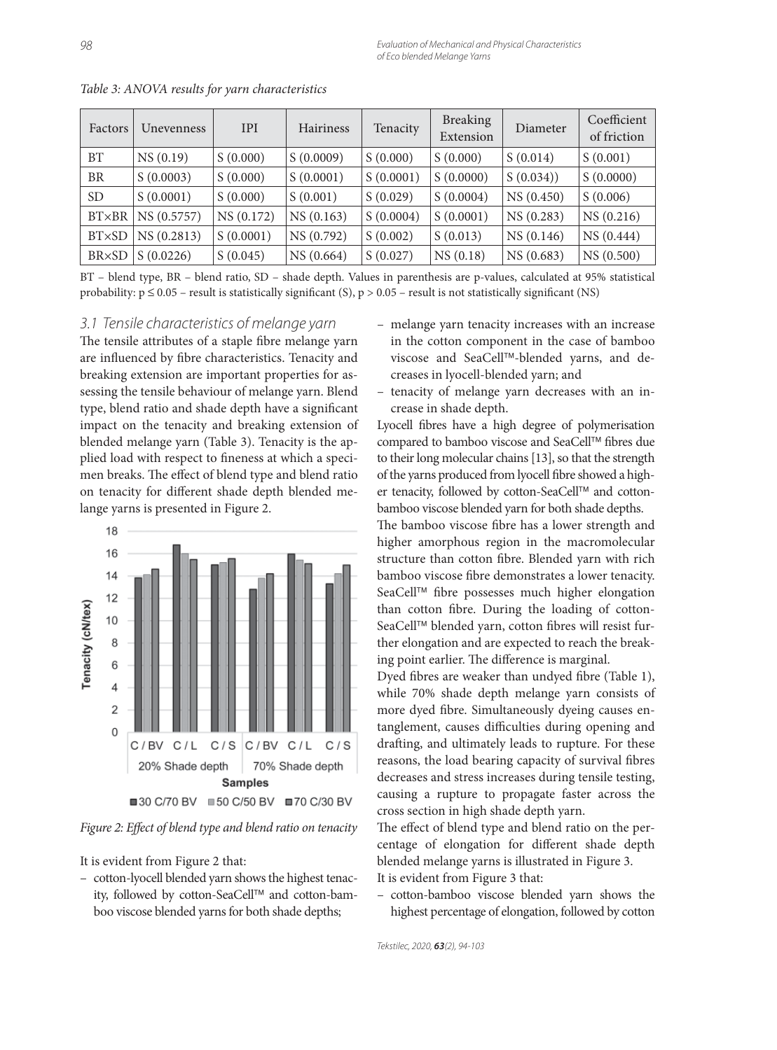*Table 3: ANOVA results for yarn characteristics*

| Factors | Unevenness | IPI | Hairiness | Tenacity | Breaking Extension | Diameter | Coefficient of friction |
|---|---|---|---|---|---|---|---|
| BT | NS (0.19) | S (0.000) | S (0.0009) | S (0.000) | S (0.000) | S (0.014) | S (0.001) |
| BR | S (0.0003) | S (0.000) | S (0.0001) | S (0.0001) | S (0.0000) | S (0.034)) | S (0.0000) |
| SD | S (0.0001) | S (0.000) | S (0.001) | S (0.029) | S (0.0004) | NS (0.450) | S (0.006) |
| BT×BR | NS (0.5757) | NS (0.172) | NS (0.163) | S (0.0004) | S (0.0001) | NS (0.283) | NS (0.216) |
| BT×SD | NS (0.2813) | S (0.0001) | NS (0.792) | S (0.002) | S (0.013) | NS (0.146) | NS (0.444) |
| BR×SD | S (0.0226) | S (0.045) | NS (0.664) | S (0.027) | NS (0.18) | NS (0.683) | NS (0.500) |

BT – blend type, BR – blend ratio, SD – shade depth. Values in parenthesis are p-values, calculated at 95% statistical probability: $p \leq 0.05$ – result is statistically significant (S), $p > 0.05$ – result is not statistically significant (NS)

### 3.1 Tensile characteristics of melange yarn

The tensile attributes of a staple fibre melange yarn are influenced by fibre characteristics. Tenacity and breaking extension are important properties for assessing the tensile behaviour of melange yarn. Blend type, blend ratio and shade depth have a significant impact on the tenacity and breaking extension of blended melange yarn (Table 3). Tenacity is the applied load with respect to fineness at which a specimen breaks. The effect of blend type and blend ratio on tenacity for different shade depth blended melange yarns is presented in Figure 2.

*Figure 2: Effect of blend type and blend ratio on tenacity*

It is evident from Figure 2 that:

- cotton-lyocell blended yarn shows the highest tenacity, followed by cotton-SeaCell™ and cotton-bamboo viscose blended yarns for both shade depths;
- melange yarn tenacity increases with an increase in the cotton component in the case of bamboo viscose and SeaCell™-blended yarns, and decreases in lyocell-blended yarn; and
- tenacity of melange yarn decreases with an increase in shade depth.

Lyocell fibres have a high degree of polymerisation compared to bamboo viscose and SeaCell™ fibres due to their long molecular chains [13], so that the strength of the yarns produced from lyocell fibre showed a higher tenacity, followed by cotton-SeaCell™ and cotton-bamboo viscose blended yarn for both shade depths.

The bamboo viscose fibre has a lower strength and higher amorphous region in the macromolecular structure than cotton fibre. Blended yarn with rich bamboo viscose fibre demonstrates a lower tenacity. SeaCell™ fibre possesses much higher elongation than cotton fibre. During the loading of cotton-SeaCell™ blended yarn, cotton fibres will resist further elongation and are expected to reach the breaking point earlier. The difference is marginal.

Dyed fibres are weaker than undyed fibre (Table 1), while 70% shade depth melange yarn consists of more dyed fibre. Simultaneously dyeing causes entanglement, causes difficulties during opening and drafting, and ultimately leads to rupture. For these reasons, the load bearing capacity of survival fibres decreases and stress increases during tensile testing, causing a rupture to propagate faster across the cross section in high shade depth yarn.

The effect of blend type and blend ratio on the percentage of elongation for different shade depth blended melange yarns is illustrated in Figure 3.

It is evident from Figure 3 that:

- cotton-bamboo viscose blended yarn shows the highest percentage of elongation, followed by cotton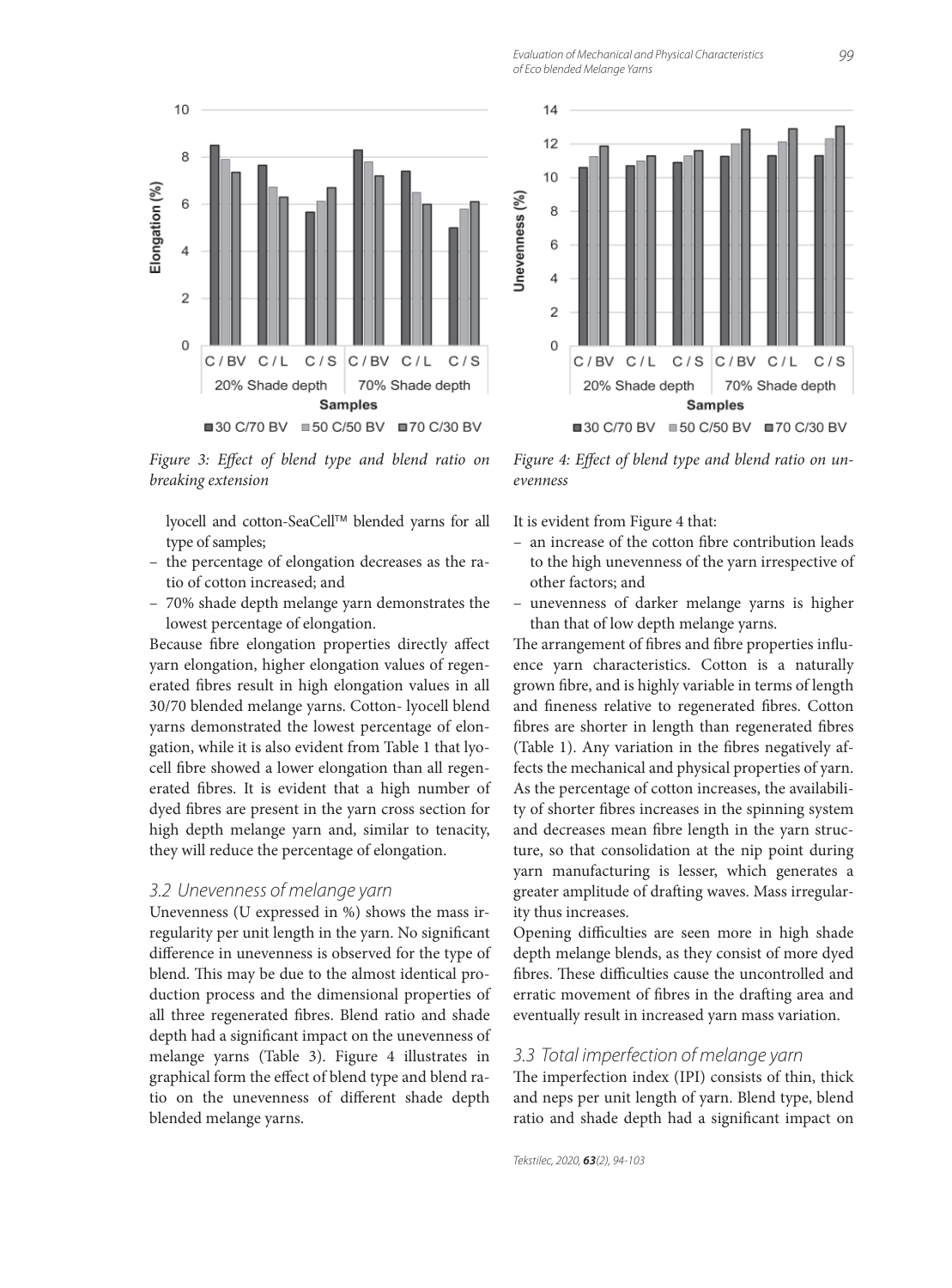Figure 3: Effect of blend type and blend ratio on breaking extension

Figure 4: Effect of blend type and blend ratio on unevenness

lyocell and cotton-SeaCell™ blended yarns for all type of samples;

- the percentage of elongation decreases as the ratio of cotton increased; and
- 70% shade depth melange yarn demonstrates the lowest percentage of elongation.

Because fibre elongation properties directly affect yarn elongation, higher elongation values of regenerated fibres result in high elongation values in all 30/70 blended melange yarns. Cotton- lyocell blend yarns demonstrated the lowest percentage of elongation, while it is also evident from Table 1 that lyocell fibre showed a lower elongation than all regenerated fibres. It is evident that a high number of dyed fibres are present in the yarn cross section for high depth melange yarn and, similar to tenacity, they will reduce the percentage of elongation.

### 3.2 Unevenness of melange yarn

Unevenness (U expressed in %) shows the mass irregularity per unit length in the yarn. No significant difference in unevenness is observed for the type of blend. This may be due to the almost identical production process and the dimensional properties of all three regenerated fibres. Blend ratio and shade depth had a significant impact on the unevenness of melange yarns (Table 3). Figure 4 illustrates in graphical form the effect of blend type and blend ratio on the unevenness of different shade depth blended melange yarns.

It is evident from Figure 4 that:

- an increase of the cotton fibre contribution leads to the high unevenness of the yarn irrespective of other factors; and
- unevenness of darker melange yarns is higher than that of low depth melange yarns.

The arrangement of fibres and fibre properties influence yarn characteristics. Cotton is a naturally grown fibre, and is highly variable in terms of length and fineness relative to regenerated fibres. Cotton fibres are shorter in length than regenerated fibres (Table 1). Any variation in the fibres negatively affects the mechanical and physical properties of yarn. As the percentage of cotton increases, the availability of shorter fibres increases in the spinning system and decreases mean fibre length in the yarn structure, so that consolidation at the nip point during yarn manufacturing is lesser, which generates a greater amplitude of drafting waves. Mass irregularity thus increases.

Opening difficulties are seen more in high shade depth melange blends, as they consist of more dyed fibres. These difficulties cause the uncontrolled and erratic movement of fibres in the drafting area and eventually result in increased yarn mass variation.

### 3.3 Total imperfection of melange yarn

The imperfection index (IPI) consists of thin, thick and neps per unit length of yarn. Blend type, blend ratio and shade depth had a significant impact on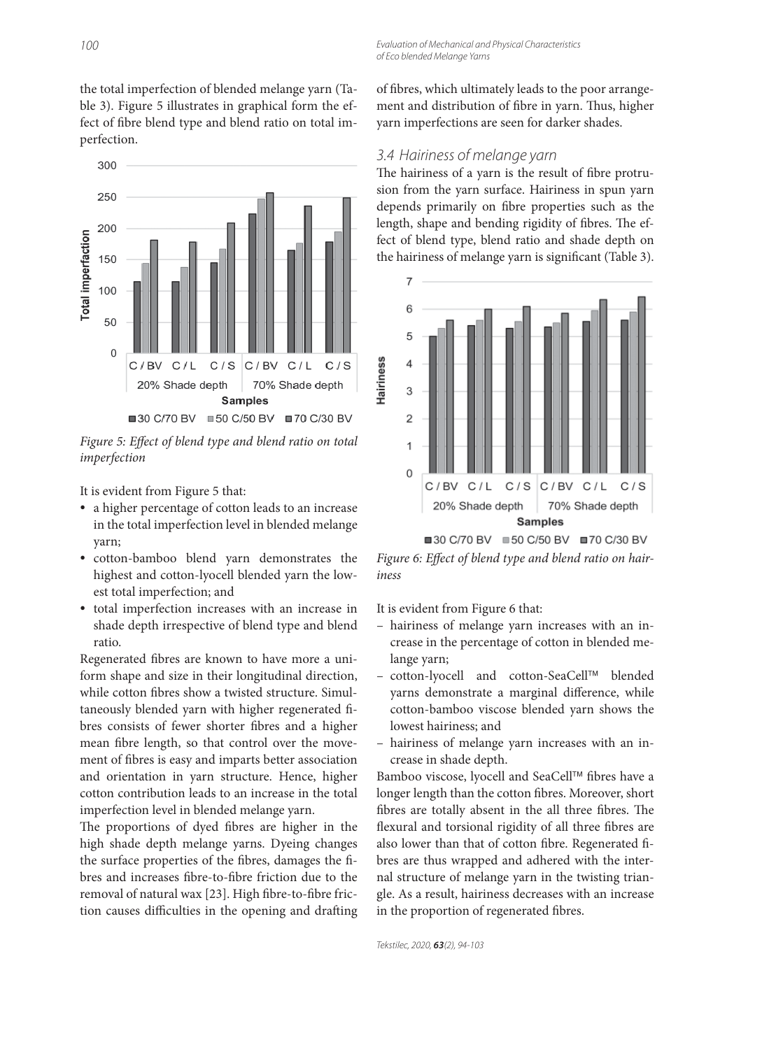the total imperfection of blended melange yarn (Table 3). Figure 5 illustrates in graphical form the effect of fibre blend type and blend ratio on total imperfection.

*Figure 5: Effect of blend type and blend ratio on total imperfection*

It is evident from Figure 5 that:

- a higher percentage of cotton leads to an increase in the total imperfection level in blended melange yarn;
- cotton-bamboo blend yarn demonstrates the highest and cotton-lyocell blended yarn the lowest total imperfection; and
- total imperfection increases with an increase in shade depth irrespective of blend type and blend ratio.

Regenerated fibres are known to have more a uniform shape and size in their longitudinal direction, while cotton fibres show a twisted structure. Simultaneously blended yarn with higher regenerated fibres consists of fewer shorter fibres and a higher mean fibre length, so that control over the movement of fibres is easy and imparts better association and orientation in yarn structure. Hence, higher cotton contribution leads to an increase in the total imperfection level in blended melange yarn.

The proportions of dyed fibres are higher in the high shade depth melange yarns. Dyeing changes the surface properties of the fibres, damages the fibres and increases fibre-to-fibre friction due to the removal of natural wax [23]. High fibre-to-fibre friction causes difficulties in the opening and drafting of fibres, which ultimately leads to the poor arrangement and distribution of fibre in yarn. Thus, higher yarn imperfections are seen for darker shades.

### 3.4 Hairiness of melange yarn

The hairiness of a yarn is the result of fibre protrusion from the yarn surface. Hairiness in spun yarn depends primarily on fibre properties such as the length, shape and bending rigidity of fibres. The effect of blend type, blend ratio and shade depth on the hairiness of melange yarn is significant (Table 3).

*Figure 6: Effect of blend type and blend ratio on hairiness*

It is evident from Figure 6 that:

- hairiness of melange yarn increases with an increase in the percentage of cotton in blended melange yarn;
- cotton-lyocell and cotton-SeaCell™ blended yarns demonstrate a marginal difference, while cotton-bamboo viscose blended yarn shows the lowest hairiness; and
- hairiness of melange yarn increases with an increase in shade depth.

Bamboo viscose, lyocell and SeaCell™ fibres have a longer length than the cotton fibres. Moreover, short fibres are totally absent in the all three fibres. The flexural and torsional rigidity of all three fibres are also lower than that of cotton fibre. Regenerated fibres are thus wrapped and adhered with the internal structure of melange yarn in the twisting triangle. As a result, hairiness decreases with an increase in the proportion of regenerated fibres.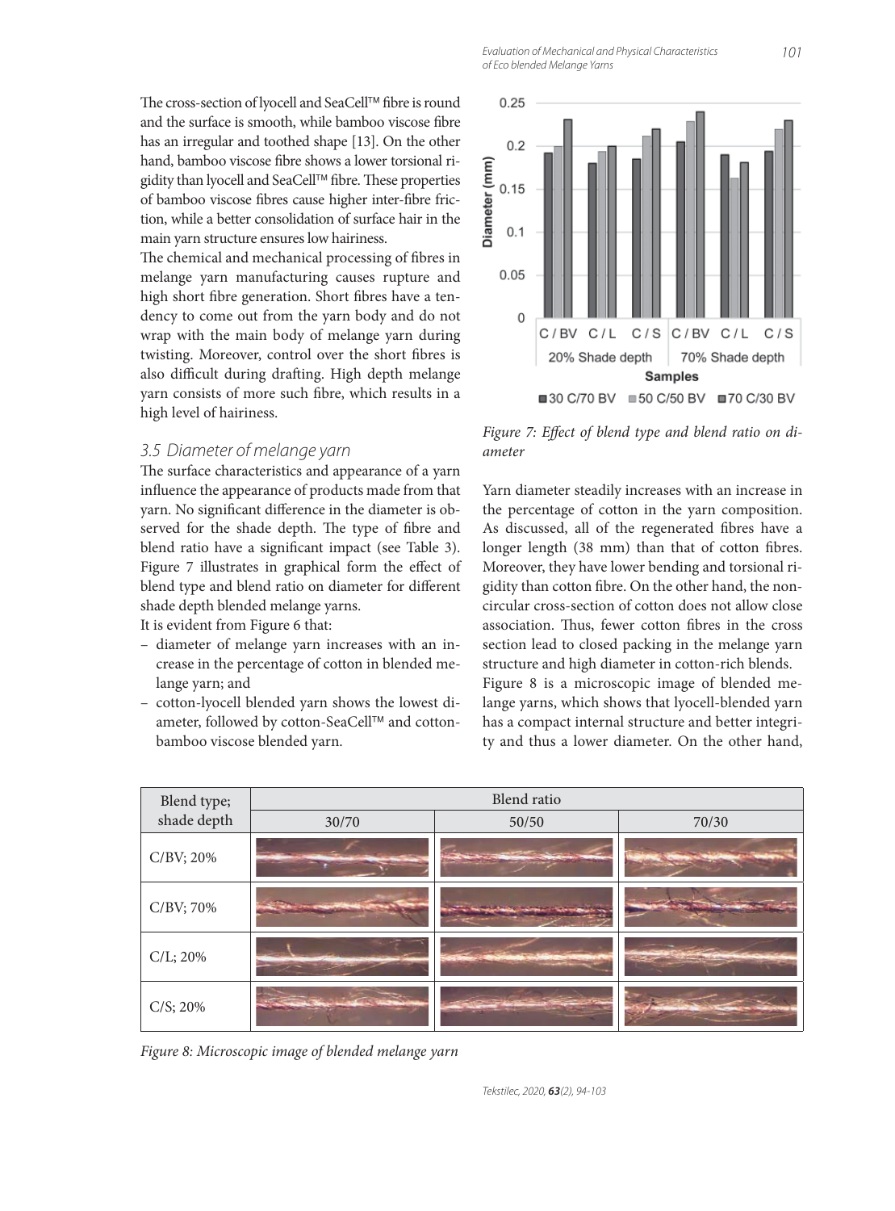The cross-section of lyocell and SeaCell™ fibre is round and the surface is smooth, while bamboo viscose fibre has an irregular and toothed shape [13]. On the other hand, bamboo viscose fibre shows a lower torsional rigidity than lyocell and SeaCell™ fibre. These properties of bamboo viscose fibres cause higher inter-fibre friction, while a better consolidation of surface hair in the main yarn structure ensures low hairiness.

The chemical and mechanical processing of fibres in melange yarn manufacturing causes rupture and high short fibre generation. Short fibres have a tendency to come out from the yarn body and do not wrap with the main body of melange yarn during twisting. Moreover, control over the short fibres is also difficult during drafting. High depth melange yarn consists of more such fibre, which results in a high level of hairiness.

### 3.5 Diameter of melange yarn

The surface characteristics and appearance of a yarn influence the appearance of products made from that yarn. No significant difference in the diameter is observed for the shade depth. The type of fibre and blend ratio have a significant impact (see Table 3). Figure 7 illustrates in graphical form the effect of blend type and blend ratio on diameter for different shade depth blended melange yarns.

It is evident from Figure 6 that:

- diameter of melange yarn increases with an increase in the percentage of cotton in blended melange yarn; and
- cotton-lyocell blended yarn shows the lowest diameter, followed by cotton-SeaCell™ and cotton-bamboo viscose blended yarn.

*Figure 7: Effect of blend type and blend ratio on diameter*

Yarn diameter steadily increases with an increase in the percentage of cotton in the yarn composition. As discussed, all of the regenerated fibres have a longer length (38 mm) than that of cotton fibres. Moreover, they have lower bending and torsional rigidity than cotton fibre. On the other hand, the non-circular cross-section of cotton does not allow close association. Thus, fewer cotton fibres in the cross section lead to closed packing in the melange yarn structure and high diameter in cotton-rich blends.

Figure 8 is a microscopic image of blended melange yarns, which shows that lyocell-blended yarn has a compact internal structure and better integrity and thus a lower diameter. On the other hand,

| Blend type; shade depth | Blend ratio | | |
|---|---|---|---|
| | 30/70 | 50/50 | 70/30 |
| C/BV; 20% | | | |
| C/BV; 70% | | | |
| C/L; 20% | | | |
| C/S; 20% | | | |

*Figure 8: Microscopic image of blended melange yarn*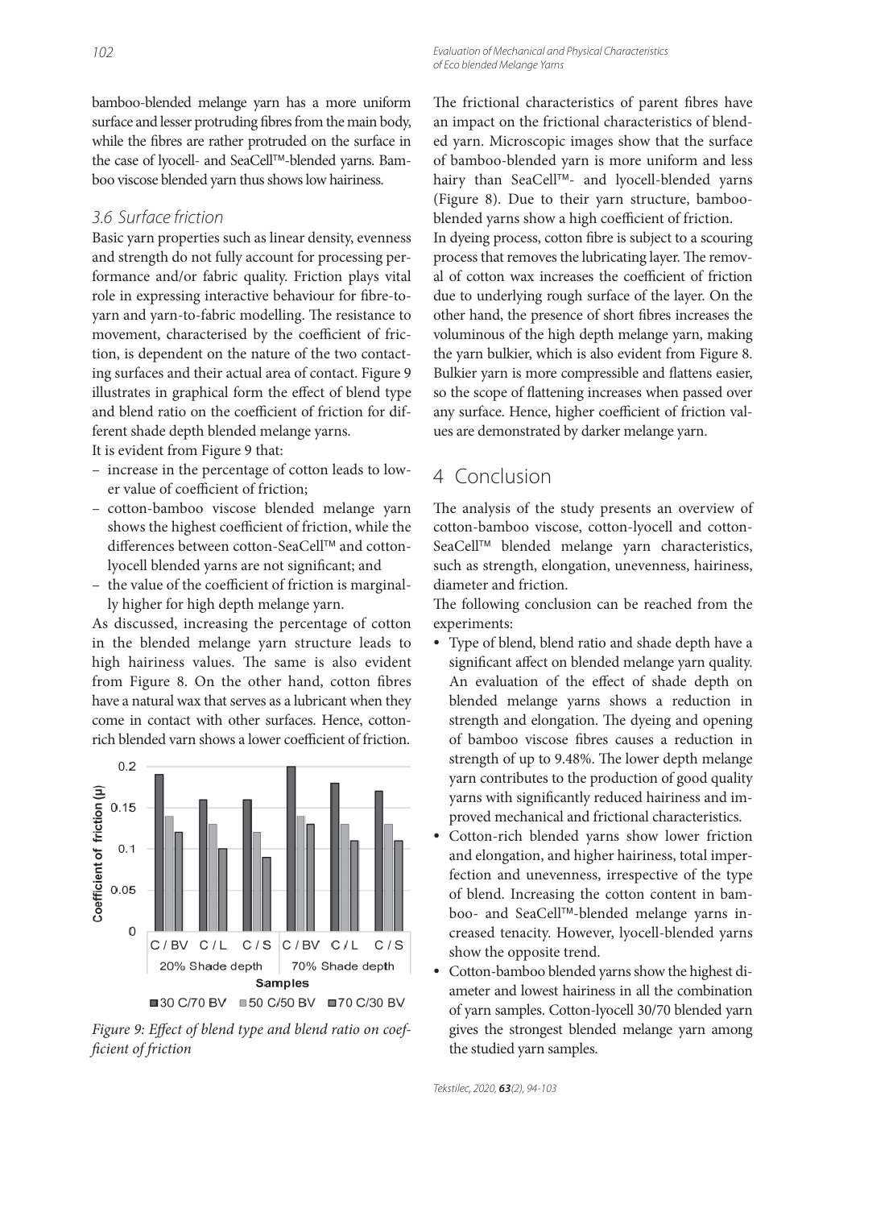bamboo-blended melange yarn has a more uniform surface and lesser protruding fibres from the main body, while the fibres are rather protruded on the surface in the case of lyocell- and SeaCell™-blended yarns. Bamboo viscose blended yarn thus shows low hairiness.

### 3.6 Surface friction

Basic yarn properties such as linear density, evenness and strength do not fully account for processing performance and/or fabric quality. Friction plays vital role in expressing interactive behaviour for fibre-to-yarn and yarn-to-fabric modelling. The resistance to movement, characterised by the coefficient of friction, is dependent on the nature of the two contacting surfaces and their actual area of contact. Figure 9 illustrates in graphical form the effect of blend type and blend ratio on the coefficient of friction for different shade depth blended melange yarns.

It is evident from Figure 9 that:

- increase in the percentage of cotton leads to lower value of coefficient of friction;
- cotton-bamboo viscose blended melange yarn shows the highest coefficient of friction, while the differences between cotton-SeaCell™ and cotton-lyocell blended yarns are not significant; and
- the value of the coefficient of friction is marginally higher for high depth melange yarn.

As discussed, increasing the percentage of cotton in the blended melange yarn structure leads to high hairiness values. The same is also evident from Figure 8. On the other hand, cotton fibres have a natural wax that serves as a lubricant when they come in contact with other surfaces. Hence, cotton-rich blended varn shows a lower coefficient of friction.

*Figure 9: Effect of blend type and blend ratio on coefficient of friction*

The frictional characteristics of parent fibres have an impact on the frictional characteristics of blended yarn. Microscopic images show that the surface of bamboo-blended yarn is more uniform and less hairy than SeaCell™- and lyocell-blended yarns (Figure 8). Due to their yarn structure, bamboo-blended yarns show a high coefficient of friction.

In dyeing process, cotton fibre is subject to a scouring process that removes the lubricating layer. The removal of cotton wax increases the coefficient of friction due to underlying rough surface of the layer. On the other hand, the presence of short fibres increases the voluminous of the high depth melange yarn, making the yarn bulkier, which is also evident from Figure 8. Bulkier yarn is more compressible and flattens easier, so the scope of flattening increases when passed over any surface. Hence, higher coefficient of friction values are demonstrated by darker melange yarn.

## 4 Conclusion

The analysis of the study presents an overview of cotton-bamboo viscose, cotton-lyocell and cotton-SeaCell™ blended melange yarn characteristics, such as strength, elongation, unevenness, hairiness, diameter and friction.

The following conclusion can be reached from the experiments:

- Type of blend, blend ratio and shade depth have a significant affect on blended melange yarn quality. An evaluation of the effect of shade depth on blended melange yarns shows a reduction in strength and elongation. The dyeing and opening of bamboo viscose fibres causes a reduction in strength of up to 9.48%. The lower depth melange yarn contributes to the production of good quality yarns with significantly reduced hairiness and improved mechanical and frictional characteristics.
- Cotton-rich blended yarns show lower friction and elongation, and higher hairiness, total imperfection and unevenness, irrespective of the type of blend. Increasing the cotton content in bamboo- and SeaCell™-blended melange yarns increased tenacity. However, lyocell-blended yarns show the opposite trend.
- Cotton-bamboo blended yarns show the highest diameter and lowest hairiness in all the combination of yarn samples. Cotton-lyocell 30/70 blended yarn gives the strongest blended melange yarn among the studied yarn samples.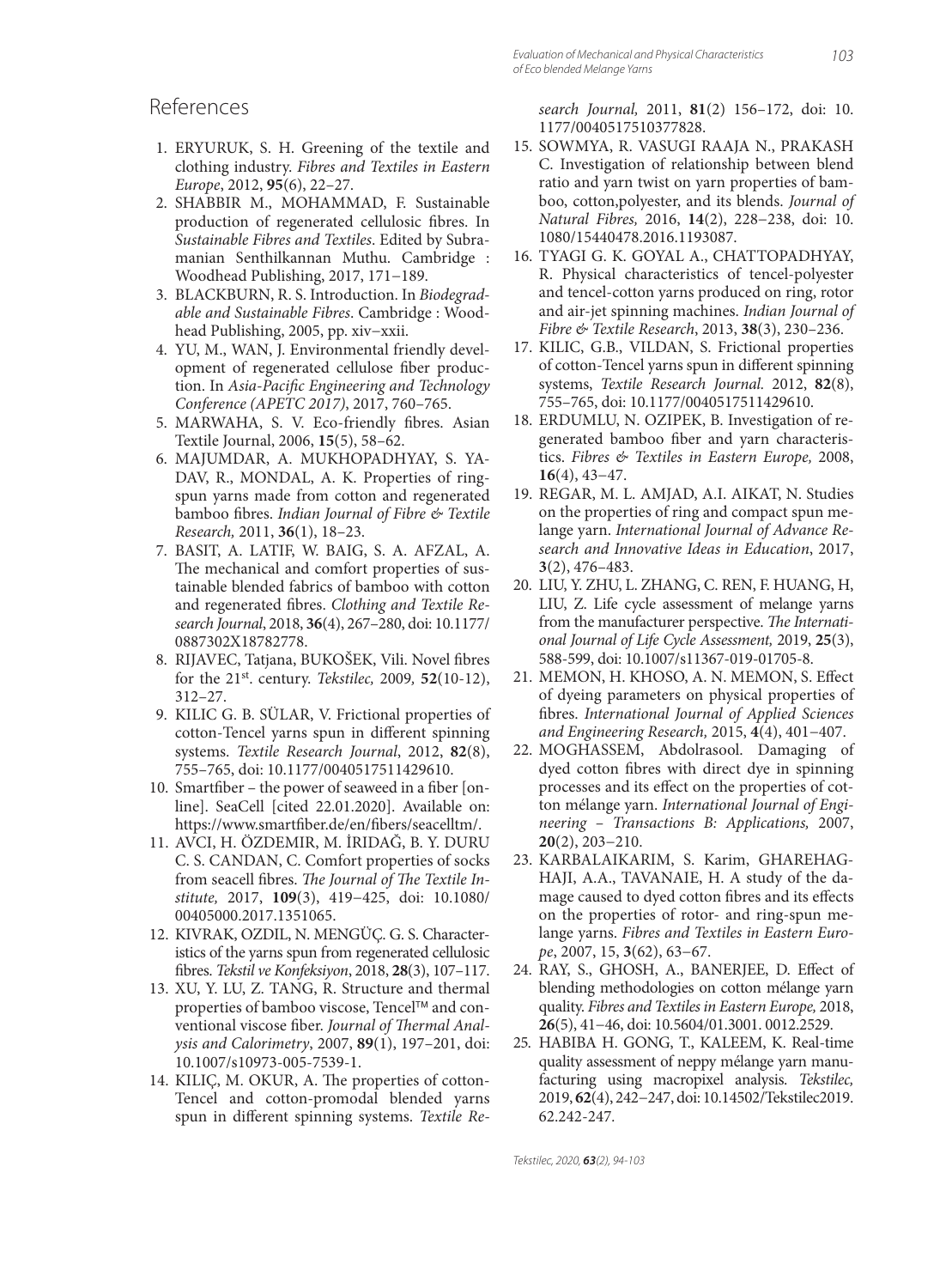## References

1. ERYURUK, S. H. Greening of the textile and clothing industry. *Fibres and Textiles in Eastern Europe*, 2012, **95**(6), 22–27.
2. SHABBIR M., MOHAMMAD, F. Sustainable production of regenerated cellulosic fibres. In *Sustainable Fibres and Textiles*. Edited by Subramanian Senthilkannan Muthu. Cambridge : Woodhead Publishing, 2017, 171−189.
3. BLACKBURN, R. S. Introduction. In *Biodegradable and Sustainable Fibres*. Cambridge : Woodhead Publishing, 2005, pp. xiv−xxii.
4. YU, M., WAN, J. Environmental friendly development of regenerated cellulose fiber production. In *Asia-Pacific Engineering and Technology Conference (APETC 2017)*, 2017, 760–765.
5. MARWAHA, S. V. Eco-friendly fibres. Asian Textile Journal, 2006, **15**(5), 58–62.
6. MAJUMDAR, A. MUKHOPADHYAY, S. YADAV, R., MONDAL, A. K. Properties of ring-spun yarns made from cotton and regenerated bamboo fibres. *Indian Journal of Fibre & Textile Research,* 2011, **36**(1), 18–23.
7. BASIT, A. LATIF, W. BAIG, S. A. AFZAL, A. The mechanical and comfort properties of sustainable blended fabrics of bamboo with cotton and regenerated fibres. *Clothing and Textile Research Journal*, 2018, **36**(4), 267–280, doi: 10.1177/0887302X18782778.
8. RIJAVEC, Tatjana, BUKOŠEK, Vili. Novel fibres for the 21st. century. *Tekstilec,* 2009*,* **52**(10-12), 312–27.
9. KILIC G. B. SÜLAR, V. Frictional properties of cotton-Tencel yarns spun in different spinning systems. *Textile Research Journal*, 2012, **82**(8), 755–765, doi: 10.1177/0040517511429610.
10. Smartfiber – the power of seaweed in a fiber [online]. SeaCell [cited 22.01.2020]. Available on: https://www.smartfiber.de/en/fibers/seacelltm/.
11. AVCI, H. ÖZDEMIR, M. İRIDAĞ, B. Y. DURU C. S. CANDAN, C. Comfort properties of socks from seacell fibres. *The Journal of The Textile Institute,* 2017, **109**(3), 419−425, doi: 10.1080/00405000.2017.1351065.
12. KIVRAK, OZDIL, N. MENGÜÇ. G. S. Characteristics of the yarns spun from regenerated cellulosic fibres. *Tekstil ve Konfeksiyon*, 2018, **28**(3), 107–117.
13. XU, Y. LU, Z. TANG, R. Structure and thermal properties of bamboo viscose, Tencel™ and conventional viscose fiber. *Journal of Thermal Analysis and Calorimetry*, 2007, **89**(1), 197−201, doi: 10.1007/s10973-005-7539-1.
14. KILIÇ, M. OKUR, A. The properties of cotton-Tencel and cotton-promodal blended yarns spun in different spinning systems. *Textile Research Journal,* 2011, **81**(2) 156–172, doi: 10.1177/0040517510377828.
15. SOWMYA, R. VASUGI RAAJA N., PRAKASH C. Investigation of relationship between blend ratio and yarn twist on yarn properties of bamboo, cotton,polyester, and its blends. *Journal of Natural Fibres,* 2016, **14**(2), 228−238, doi: 10.1080/15440478.2016.1193087.
16. TYAGI G. K. GOYAL A., CHATTOPADHYAY, R. Physical characteristics of tencel-polyester and tencel-cotton yarns produced on ring, rotor and air-jet spinning machines. *Indian Journal of Fibre & Textile Research*, 2013, **38**(3), 230–236.
17. KILIC, G.B., VILDAN, S. Frictional properties of cotton-Tencel yarns spun in different spinning systems, *Textile Research Journal.* 2012, **82**(8), 755–765, doi: 10.1177/0040517511429610.
18. ERDUMLU, N. OZIPEK, B. Investigation of regenerated bamboo fiber and yarn characteristics. *Fibres & Textiles in Eastern Europe,* 2008, **16**(4), 43−47.
19. REGAR, M. L. AMJAD, A.I. AIKAT, N. Studies on the properties of ring and compact spun melange yarn. *International Journal of Advance Research and Innovative Ideas in Education*, 2017, **3**(2), 476–483.
20. LIU, Y. ZHU, L. ZHANG, C. REN, F. HUANG, H, LIU, Z. Life cycle assessment of melange yarns from the manufacturer perspective. *The International Journal of Life Cycle Assessment,* 2019, **25**(3), 588-599, doi: 10.1007/s11367-019-01705-8.
21. MEMON, H. KHOSO, A. N. MEMON, S. Effect of dyeing parameters on physical properties of fibres. *International Journal of Applied Sciences and Engineering Research,* 2015, **4**(4), 401−407.
22. MOGHASSEM, Abdolrasool. Damaging of dyed cotton fibres with direct dye in spinning processes and its effect on the properties of cotton mélange yarn. *International Journal of Engineering – Transactions B: Applications,* 2007, **20**(2), 203−210.
23. KARBALAIKARIM, S. Karim, GHAREHAGHAJI, A.A., TAVANAIE, H. A study of the damage caused to dyed cotton fibres and its effects on the properties of rotor- and ring-spun melange yarns. *Fibres and Textiles in Eastern Europe*, 2007, 15, **3**(62), 63−67.
24. RAY, S., GHOSH, A., BANERJEE, D. Effect of blending methodologies on cotton mélange yarn quality. *Fibres and Textiles in Eastern Europe,* 2018, **26**(5), 41−46, doi: 10.5604/01.3001. 0012.2529.
25. HABIBA H. GONG, T., KALEEM, K. Real-time quality assessment of neppy mélange yarn manufacturing using macropixel analysis. *Tekstilec,* 2019, **62**(4), 242−247, doi: 10.14502/Tekstilec2019. 62.242-247.